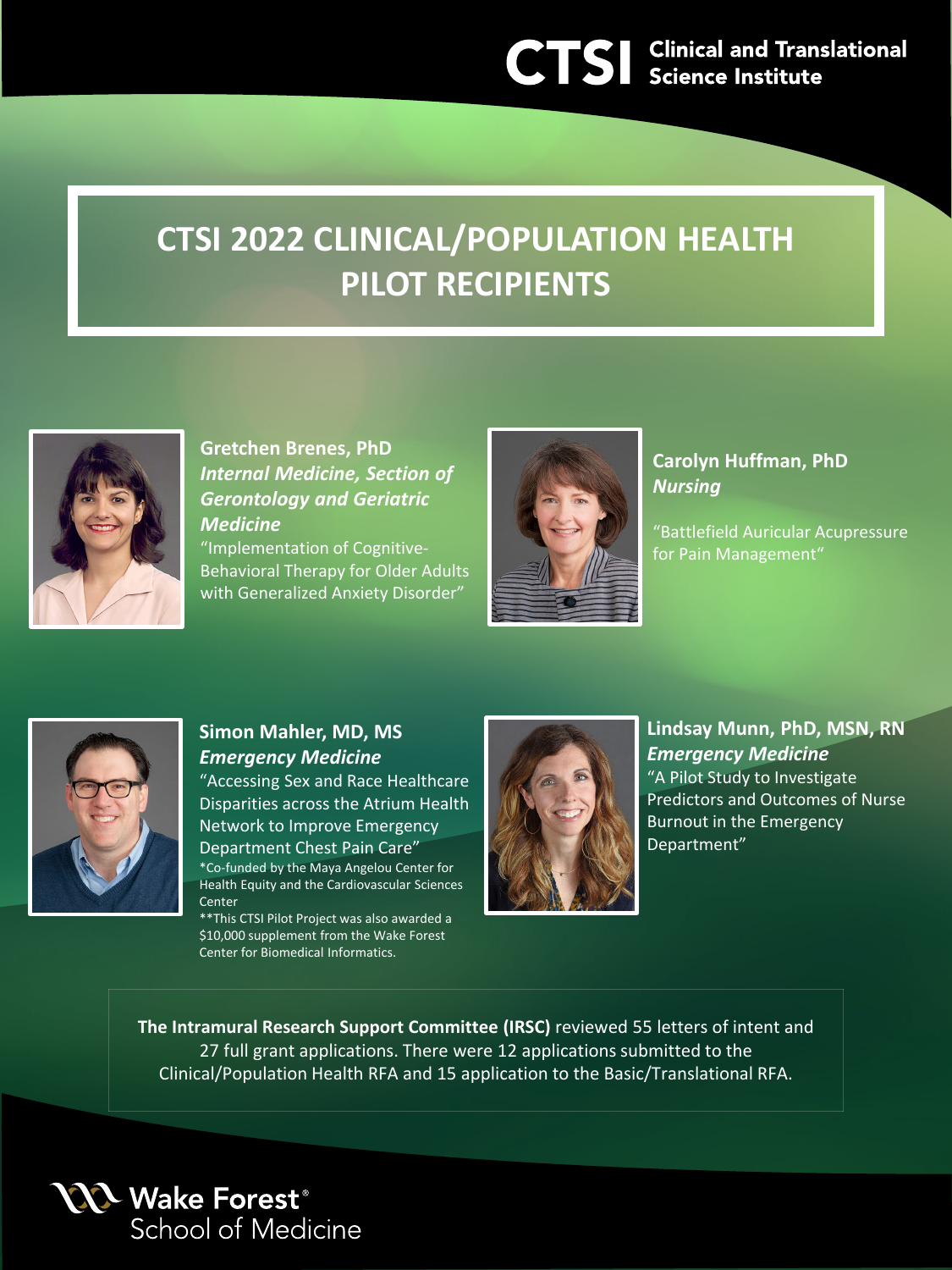CTSI Clinical and Translational Science Institute

# CTSI 2022 CLINICAL/POPULATION HEALTH PILOT RECIPIENTS

**Gretchen Brenes, PhD**
***Internal Medicine, Section of Gerontology and Geriatric Medicine***
"Implementation of Cognitive-Behavioral Therapy for Older Adults with Generalized Anxiety Disorder"

**Carolyn Huffman, PhD**
***Nursing***

"Battlefield Auricular Acupressure for Pain Management"

**Simon Mahler, MD, MS**
***Emergency Medicine***
"Accessing Sex and Race Healthcare Disparities across the Atrium Health Network to Improve Emergency Department Chest Pain Care"
*Co-funded by the Maya Angelou Center for Health Equity and the Cardiovascular Sciences Center
**This CTSI Pilot Project was also awarded a $10,000 supplement from the Wake Forest Center for Biomedical Informatics.

**Lindsay Munn, PhD, MSN, RN**
***Emergency Medicine***
"A Pilot Study to Investigate Predictors and Outcomes of Nurse Burnout in the Emergency Department"

**The Intramural Research Support Committee (IRSC)** reviewed 55 letters of intent and 27 full grant applications. There were 12 applications submitted to the Clinical/Population Health RFA and 15 application to the Basic/Translational RFA.

Wake Forest® School of Medicine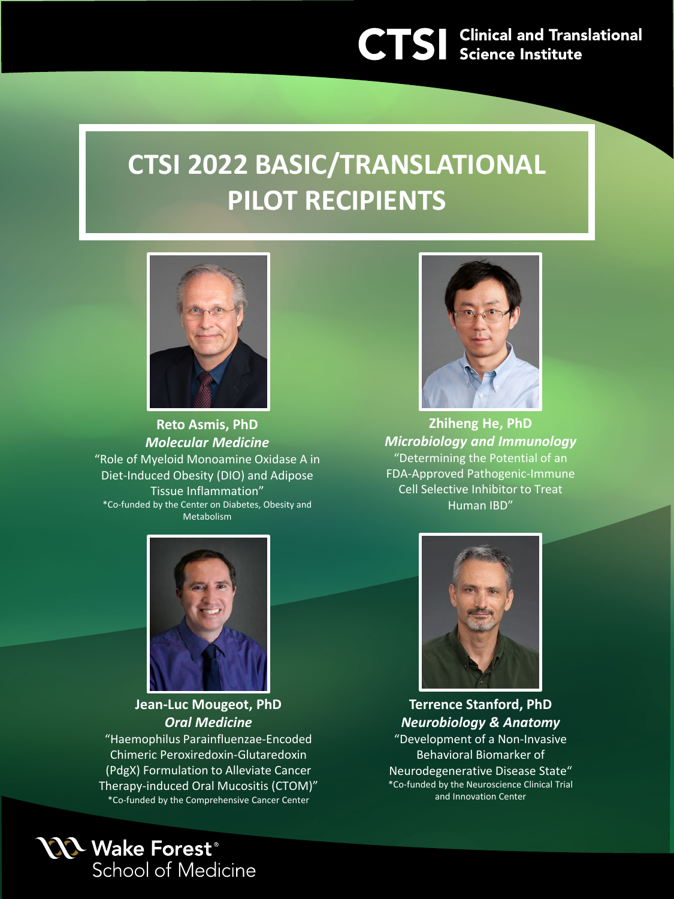CTSI Clinical and Translational Science Institute

# CTSI 2022 BASIC/TRANSLATIONAL PILOT RECIPIENTS

**Reto Asmis, PhD**
***Molecular Medicine***
"Role of Myeloid Monoamine Oxidase A in Diet-Induced Obesity (DIO) and Adipose Tissue Inflammation"
*Co-funded by the Center on Diabetes, Obesity and Metabolism

**Zhiheng He, PhD**
***Microbiology and Immunology***
"Determining the Potential of an FDA-Approved Pathogenic-Immune Cell Selective Inhibitor to Treat Human IBD"

**Jean-Luc Mougeot, PhD**
***Oral Medicine***
"Haemophilus Parainfluenzae-Encoded Chimeric Peroxiredoxin-Glutaredoxin (PdgX) Formulation to Alleviate Cancer Therapy-induced Oral Mucositis (CTOM)"
*Co-funded by the Comprehensive Cancer Center

**Terrence Stanford, PhD**
***Neurobiology & Anatomy***
"Development of a Non-Invasive Behavioral Biomarker of Neurodegenerative Disease State"
*Co-funded by the Neuroscience Clinical Trial and Innovation Center

Wake Forest® School of Medicine